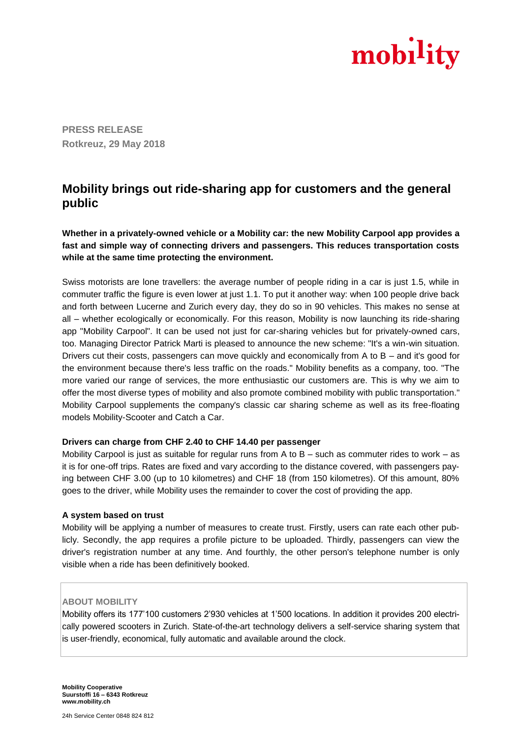mobility

**PRESS RELEASE**
**Rotkreuz, 29 May 2018**

# Mobility brings out ride-sharing app for customers and the general public

**Whether in a privately-owned vehicle or a Mobility car: the new Mobility Carpool app provides a fast and simple way of connecting drivers and passengers. This reduces transportation costs while at the same time protecting the environment.**

Swiss motorists are lone travellers: the average number of people riding in a car is just 1.5, while in commuter traffic the figure is even lower at just 1.1. To put it another way: when 100 people drive back and forth between Lucerne and Zurich every day, they do so in 90 vehicles. This makes no sense at all – whether ecologically or economically. For this reason, Mobility is now launching its ride-sharing app "Mobility Carpool". It can be used not just for car-sharing vehicles but for privately-owned cars, too. Managing Director Patrick Marti is pleased to announce the new scheme: "It's a win-win situation. Drivers cut their costs, passengers can move quickly and economically from A to B – and it's good for the environment because there's less traffic on the roads." Mobility benefits as a company, too. "The more varied our range of services, the more enthusiastic our customers are. This is why we aim to offer the most diverse types of mobility and also promote combined mobility with public transportation." Mobility Carpool supplements the company's classic car sharing scheme as well as its free-floating models Mobility-Scooter and Catch a Car.

**Drivers can charge from CHF 2.40 to CHF 14.40 per passenger**

Mobility Carpool is just as suitable for regular runs from A to B – such as commuter rides to work – as it is for one-off trips. Rates are fixed and vary according to the distance covered, with passengers paying between CHF 3.00 (up to 10 kilometres) and CHF 18 (from 150 kilometres). Of this amount, 80% goes to the driver, while Mobility uses the remainder to cover the cost of providing the app.

**A system based on trust**

Mobility will be applying a number of measures to create trust. Firstly, users can rate each other publicly. Secondly, the app requires a profile picture to be uploaded. Thirdly, passengers can view the driver's registration number at any time. And fourthly, the other person's telephone number is only visible when a ride has been definitively booked.

**ABOUT MOBILITY**

Mobility offers its 177'100 customers 2'930 vehicles at 1'500 locations. In addition it provides 200 electrically powered scooters in Zurich. State-of-the-art technology delivers a self-service sharing system that is user-friendly, economical, fully automatic and available around the clock.

**Mobility Cooperative**
**Suurstoffi 16 – 6343 Rotkreuz**
**www.mobility.ch**

24h Service Center 0848 824 812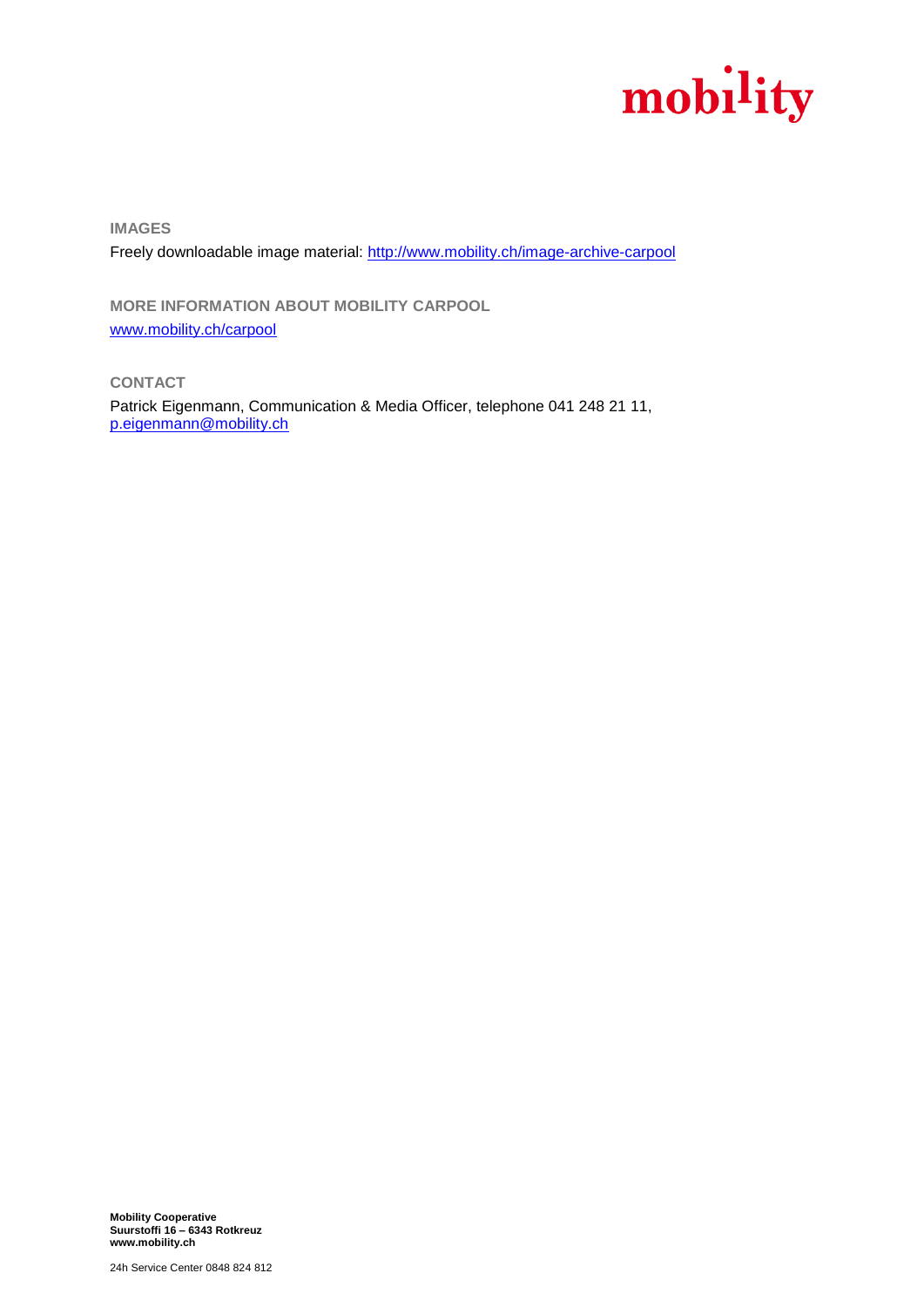**IMAGES**

Freely downloadable image material: http://www.mobility.ch/image-archive-carpool

**MORE INFORMATION ABOUT MOBILITY CARPOOL**

www.mobility.ch/carpool

**CONTACT**

Patrick Eigenmann, Communication & Media Officer, telephone 041 248 21 11, p.eigenmann@mobility.ch

**Mobility Cooperative**
**Suurstoffi 16 – 6343 Rotkreuz**
**www.mobility.ch**

24h Service Center 0848 824 812